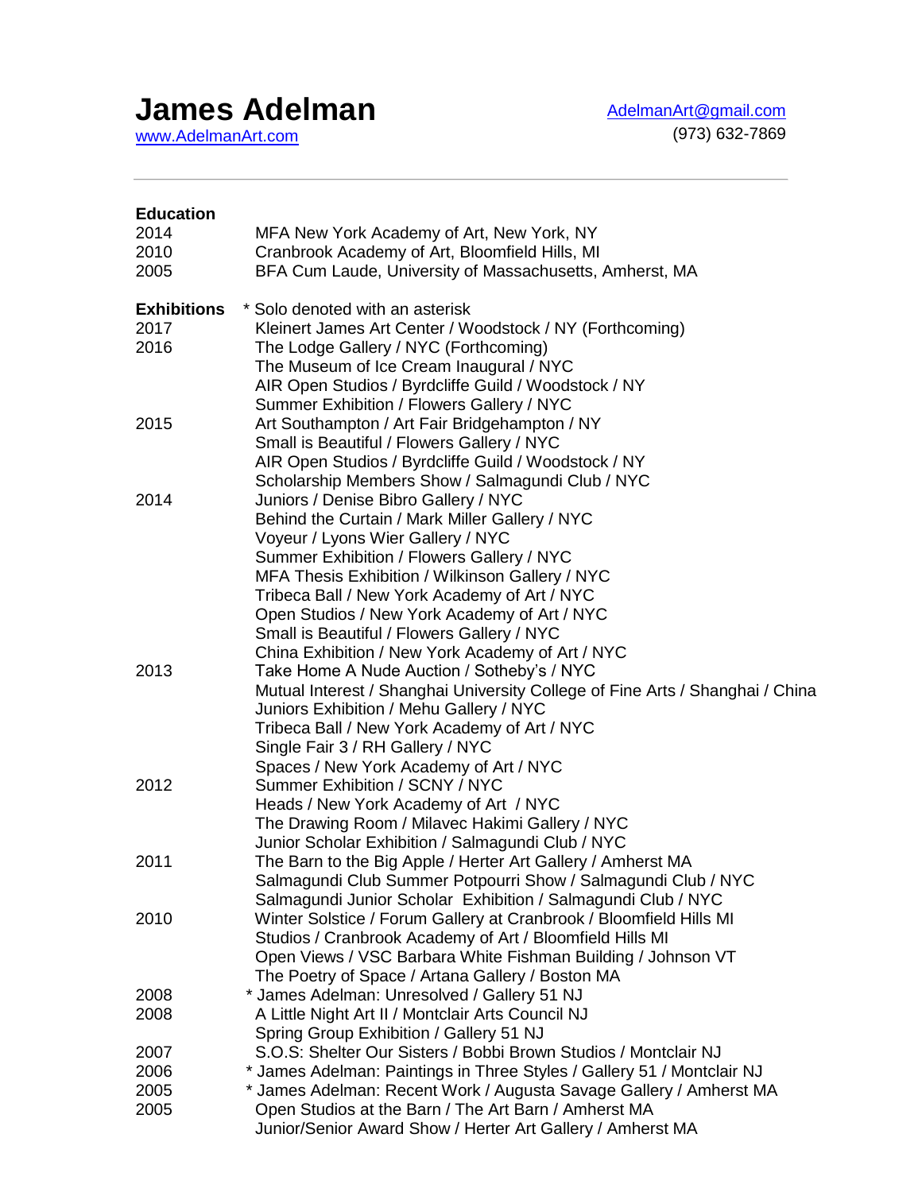# James Adelman

www.AdelmanArt.com

AdelmanArt@gmail.com
(973) 632-7869

---

**Education**

| | |
|---|---|
| 2014 | MFA New York Academy of Art, New York, NY |
| 2010 | Cranbrook Academy of Art, Bloomfield Hills, MI |
| 2005 | BFA Cum Laude, University of Massachusetts, Amherst, MA |

**Exhibitions** * Solo denoted with an asterisk

| | |
|---|---|
| 2017 | Kleinert James Art Center / Woodstock / NY (Forthcoming) |
| 2016 | The Lodge Gallery / NYC (Forthcoming) |
| | The Museum of Ice Cream Inaugural / NYC |
| | AIR Open Studios / Byrdcliffe Guild / Woodstock / NY |
| | Summer Exhibition / Flowers Gallery / NYC |
| 2015 | Art Southampton / Art Fair Bridgehampton / NY |
| | Small is Beautiful / Flowers Gallery / NYC |
| | AIR Open Studios / Byrdcliffe Guild / Woodstock / NY |
| | Scholarship Members Show / Salmagundi Club / NYC |
| 2014 | Juniors / Denise Bibro Gallery / NYC |
| | Behind the Curtain / Mark Miller Gallery / NYC |
| | Voyeur / Lyons Wier Gallery / NYC |
| | Summer Exhibition / Flowers Gallery / NYC |
| | MFA Thesis Exhibition / Wilkinson Gallery / NYC |
| | Tribeca Ball / New York Academy of Art / NYC |
| | Open Studios / New York Academy of Art / NYC |
| | Small is Beautiful / Flowers Gallery / NYC |
| | China Exhibition / New York Academy of Art / NYC |
| 2013 | Take Home A Nude Auction / Sotheby's / NYC |
| | Mutual Interest / Shanghai University College of Fine Arts / Shanghai / China |
| | Juniors Exhibition / Mehu Gallery / NYC |
| | Tribeca Ball / New York Academy of Art / NYC |
| | Single Fair 3 / RH Gallery / NYC |
| | Spaces / New York Academy of Art / NYC |
| 2012 | Summer Exhibition / SCNY / NYC |
| | Heads / New York Academy of Art / NYC |
| | The Drawing Room / Milavec Hakimi Gallery / NYC |
| | Junior Scholar Exhibition / Salmagundi Club / NYC |
| 2011 | The Barn to the Big Apple / Herter Art Gallery / Amherst MA |
| | Salmagundi Club Summer Potpourri Show / Salmagundi Club / NYC |
| | Salmagundi Junior Scholar Exhibition / Salmagundi Club / NYC |
| 2010 | Winter Solstice / Forum Gallery at Cranbrook / Bloomfield Hills MI |
| | Studios / Cranbrook Academy of Art / Bloomfield Hills MI |
| | Open Views / VSC Barbara White Fishman Building / Johnson VT |
| | The Poetry of Space / Artana Gallery / Boston MA |
| 2008 | * James Adelman: Unresolved / Gallery 51 NJ |
| 2008 | A Little Night Art II / Montclair Arts Council NJ |
| | Spring Group Exhibition / Gallery 51 NJ |
| 2007 | S.O.S: Shelter Our Sisters / Bobbi Brown Studios / Montclair NJ |
| 2006 | * James Adelman: Paintings in Three Styles / Gallery 51 / Montclair NJ |
| 2005 | * James Adelman: Recent Work / Augusta Savage Gallery / Amherst MA |
| 2005 | Open Studios at the Barn / The Art Barn / Amherst MA |
| | Junior/Senior Award Show / Herter Art Gallery / Amherst MA |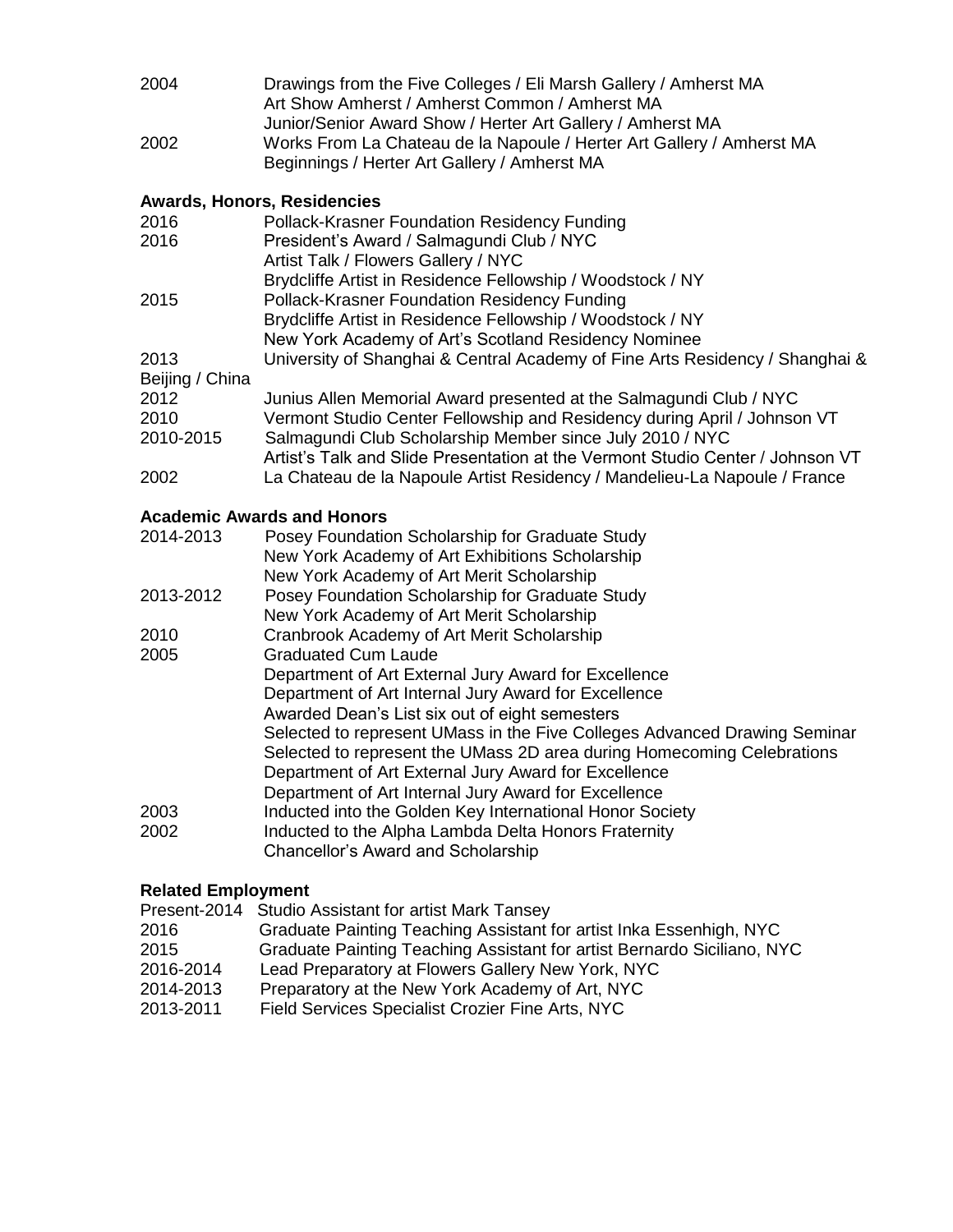| | |
|---|---|
| 2004 | Drawings from the Five Colleges / Eli Marsh Gallery / Amherst MA |
| | Art Show Amherst / Amherst Common / Amherst MA |
| | Junior/Senior Award Show / Herter Art Gallery / Amherst MA |
| 2002 | Works From La Chateau de la Napoule / Herter Art Gallery / Amherst MA |
| | Beginnings / Herter Art Gallery / Amherst MA |

### Awards, Honors, Residencies

| | |
|---|---|
| 2016 | Pollack-Krasner Foundation Residency Funding |
| 2016 | President's Award / Salmagundi Club / NYC |
| | Artist Talk / Flowers Gallery / NYC |
| | Brydcliffe Artist in Residence Fellowship / Woodstock / NY |
| 2015 | Pollack-Krasner Foundation Residency Funding |
| | Brydcliffe Artist in Residence Fellowship / Woodstock / NY |
| | New York Academy of Art's Scotland Residency Nominee |
| 2013 | University of Shanghai & Central Academy of Fine Arts Residency / Shanghai & Beijing / China |
| 2012 | Junius Allen Memorial Award presented at the Salmagundi Club / NYC |
| 2010 | Vermont Studio Center Fellowship and Residency during April / Johnson VT |
| 2010-2015 | Salmagundi Club Scholarship Member since July 2010 / NYC |
| | Artist's Talk and Slide Presentation at the Vermont Studio Center / Johnson VT |
| 2002 | La Chateau de la Napoule Artist Residency / Mandelieu-La Napoule / France |

### Academic Awards and Honors

| | |
|---|---|
| 2014-2013 | Posey Foundation Scholarship for Graduate Study |
| | New York Academy of Art Exhibitions Scholarship |
| | New York Academy of Art Merit Scholarship |
| 2013-2012 | Posey Foundation Scholarship for Graduate Study |
| | New York Academy of Art Merit Scholarship |
| 2010 | Cranbrook Academy of Art Merit Scholarship |
| 2005 | Graduated Cum Laude |
| | Department of Art External Jury Award for Excellence |
| | Department of Art Internal Jury Award for Excellence |
| | Awarded Dean's List six out of eight semesters |
| | Selected to represent UMass in the Five Colleges Advanced Drawing Seminar |
| | Selected to represent the UMass 2D area during Homecoming Celebrations |
| | Department of Art External Jury Award for Excellence |
| | Department of Art Internal Jury Award for Excellence |
| 2003 | Inducted into the Golden Key International Honor Society |
| 2002 | Inducted to the Alpha Lambda Delta Honors Fraternity |
| | Chancellor's Award and Scholarship |

### Related Employment

| | |
|---|---|
| Present-2014 | Studio Assistant for artist Mark Tansey |
| 2016 | Graduate Painting Teaching Assistant for artist Inka Essenhigh, NYC |
| 2015 | Graduate Painting Teaching Assistant for artist Bernardo Siciliano, NYC |
| 2016-2014 | Lead Preparatory at Flowers Gallery New York, NYC |
| 2014-2013 | Preparatory at the New York Academy of Art, NYC |
| 2013-2011 | Field Services Specialist Crozier Fine Arts, NYC |